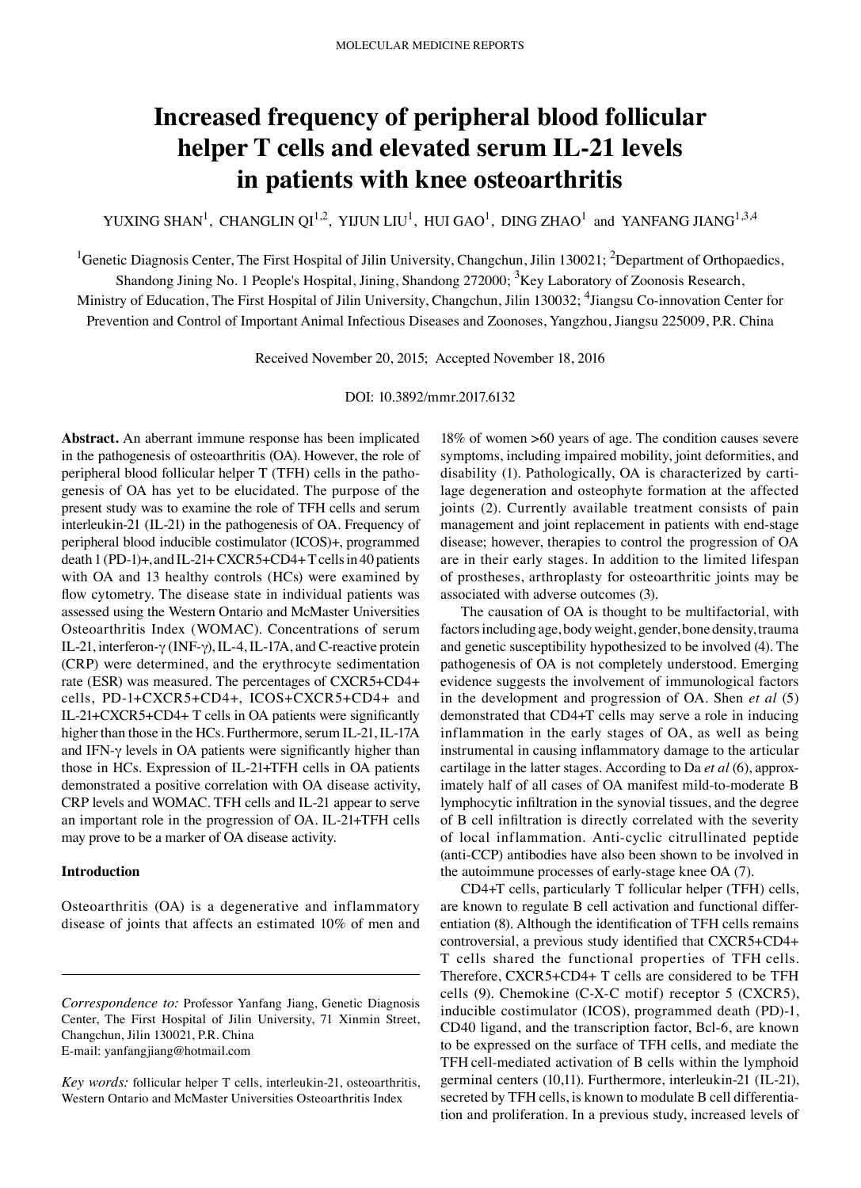# Increased frequency of peripheral blood follicular helper T cells and elevated serum IL-21 levels in patients with knee osteoarthritis

YUXING SHAN[1], CHANGLIN QI[1,2], YIJUN LIU[1], HUI GAO[1], DING ZHAO[1] and YANFANG JIANG[1,3,4]

[1]Genetic Diagnosis Center, The First Hospital of Jilin University, Changchun, Jilin 130021; [2]Department of Orthopaedics, Shandong Jining No. 1 People's Hospital, Jining, Shandong 272000; [3]Key Laboratory of Zoonosis Research, Ministry of Education, The First Hospital of Jilin University, Changchun, Jilin 130032; [4]Jiangsu Co-innovation Center for Prevention and Control of Important Animal Infectious Diseases and Zoonoses, Yangzhou, Jiangsu 225009, P.R. China

Received November 20, 2015; Accepted November 18, 2016

DOI: 10.3892/mmr.2017.6132

**Abstract.** An aberrant immune response has been implicated in the pathogenesis of osteoarthritis (OA). However, the role of peripheral blood follicular helper T (TFH) cells in the pathogenesis of OA has yet to be elucidated. The purpose of the present study was to examine the role of TFH cells and serum interleukin-21 (IL-21) in the pathogenesis of OA. Frequency of peripheral blood inducible costimulator (ICOS)+, programmed death 1 (PD-1)+, and IL-21+ CXCR5+CD4+ T cells in 40 patients with OA and 13 healthy controls (HCs) were examined by flow cytometry. The disease state in individual patients was assessed using the Western Ontario and McMaster Universities Osteoarthritis Index (WOMAC). Concentrations of serum IL-21, interferon-γ (INF-γ), IL-4, IL-17A, and C-reactive protein (CRP) were determined, and the erythrocyte sedimentation rate (ESR) was measured. The percentages of CXCR5+CD4+ cells, PD-1+CXCR5+CD4+, ICOS+CXCR5+CD4+ and IL-21+CXCR5+CD4+ T cells in OA patients were significantly higher than those in the HCs. Furthermore, serum IL-21, IL-17A and IFN-γ levels in OA patients were significantly higher than those in HCs. Expression of IL-21+TFH cells in OA patients demonstrated a positive correlation with OA disease activity, CRP levels and WOMAC. TFH cells and IL-21 appear to serve an important role in the progression of OA. IL-21+TFH cells may prove to be a marker of OA disease activity.

## Introduction

Osteoarthritis (OA) is a degenerative and inflammatory disease of joints that affects an estimated 10% of men and 18% of women >60 years of age. The condition causes severe symptoms, including impaired mobility, joint deformities, and disability (1). Pathologically, OA is characterized by cartilage degeneration and osteophyte formation at the affected joints (2). Currently available treatment consists of pain management and joint replacement in patients with end-stage disease; however, therapies to control the progression of OA are in their early stages. In addition to the limited lifespan of prostheses, arthroplasty for osteoarthritic joints may be associated with adverse outcomes (3).

The causation of OA is thought to be multifactorial, with factors including age, body weight, gender, bone density, trauma and genetic susceptibility hypothesized to be involved (4). The pathogenesis of OA is not completely understood. Emerging evidence suggests the involvement of immunological factors in the development and progression of OA. Shen *et al* (5) demonstrated that CD4+T cells may serve a role in inducing inflammation in the early stages of OA, as well as being instrumental in causing inflammatory damage to the articular cartilage in the latter stages. According to Da *et al* (6), approximately half of all cases of OA manifest mild-to-moderate B lymphocytic infiltration in the synovial tissues, and the degree of B cell infiltration is directly correlated with the severity of local inflammation. Anti-cyclic citrullinated peptide (anti-CCP) antibodies have also been shown to be involved in the autoimmune processes of early-stage knee OA (7).

CD4+T cells, particularly T follicular helper (TFH) cells, are known to regulate B cell activation and functional differentiation (8). Although the identification of TFH cells remains controversial, a previous study identified that CXCR5+CD4+ T cells shared the functional properties of TFH cells. Therefore, CXCR5+CD4+ T cells are considered to be TFH cells (9). Chemokine (C-X-C motif) receptor 5 (CXCR5), inducible costimulator (ICOS), programmed death (PD)-1, CD40 ligand, and the transcription factor, Bcl-6, are known to be expressed on the surface of TFH cells, and mediate the TFH cell-mediated activation of B cells within the lymphoid germinal centers (10,11). Furthermore, interleukin-21 (IL-21), secreted by TFH cells, is known to modulate B cell differentiation and proliferation. In a previous study, increased levels of

---

*Correspondence to:* Professor Yanfang Jiang, Genetic Diagnosis Center, The First Hospital of Jilin University, 71 Xinmin Street, Changchun, Jilin 130021, P.R. China
E-mail: yanfangjiang@hotmail.com

*Key words:* follicular helper T cells, interleukin-21, osteoarthritis, Western Ontario and McMaster Universities Osteoarthritis Index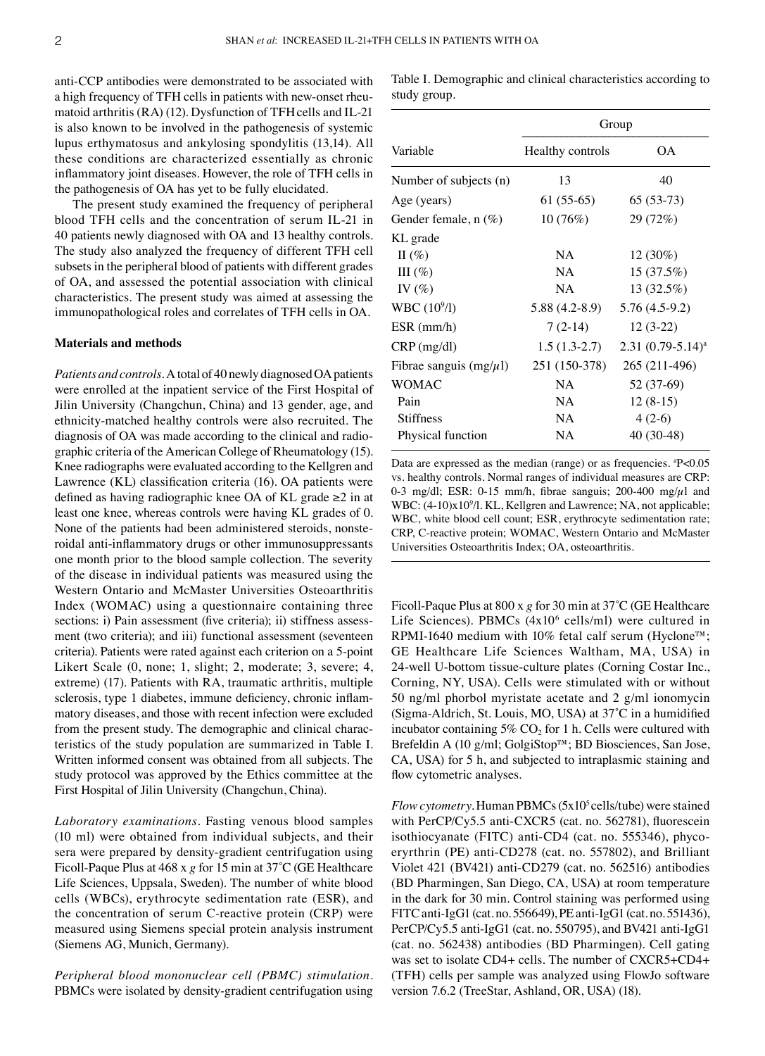anti-CCP antibodies were demonstrated to be associated with a high frequency of TFH cells in patients with new-onset rheumatoid arthritis (RA) (12). Dysfunction of TFH cells and IL-21 is also known to be involved in the pathogenesis of systemic lupus erythmatosus and ankylosing spondylitis (13,14). All these conditions are characterized essentially as chronic inflammatory joint diseases. However, the role of TFH cells in the pathogenesis of OA has yet to be fully elucidated.

The present study examined the frequency of peripheral blood TFH cells and the concentration of serum IL-21 in 40 patients newly diagnosed with OA and 13 healthy controls. The study also analyzed the frequency of different TFH cell subsets in the peripheral blood of patients with different grades of OA, and assessed the potential association with clinical characteristics. The present study was aimed at assessing the immunopathological roles and correlates of TFH cells in OA.

## Materials and methods

*Patients and controls.* A total of 40 newly diagnosed OA patients were enrolled at the inpatient service of the First Hospital of Jilin University (Changchun, China) and 13 gender, age, and ethnicity-matched healthy controls were also recruited. The diagnosis of OA was made according to the clinical and radiographic criteria of the American College of Rheumatology (15). Knee radiographs were evaluated according to the Kellgren and Lawrence (KL) classification criteria (16). OA patients were defined as having radiographic knee OA of KL grade ≥2 in at least one knee, whereas controls were having KL grades of 0. None of the patients had been administered steroids, nonsteroidal anti-inflammatory drugs or other immunosuppressants one month prior to the blood sample collection. The severity of the disease in individual patients was measured using the Western Ontario and McMaster Universities Osteoarthritis Index (WOMAC) using a questionnaire containing three sections: i) Pain assessment (five criteria); ii) stiffness assessment (two criteria); and iii) functional assessment (seventeen criteria). Patients were rated against each criterion on a 5-point Likert Scale (0, none; 1, slight; 2, moderate; 3, severe; 4, extreme) (17). Patients with RA, traumatic arthritis, multiple sclerosis, type 1 diabetes, immune deficiency, chronic inflammatory diseases, and those with recent infection were excluded from the present study. The demographic and clinical characteristics of the study population are summarized in Table I. Written informed consent was obtained from all subjects. The study protocol was approved by the Ethics committee at the First Hospital of Jilin University (Changchun, China).

*Laboratory examinations.* Fasting venous blood samples (10 ml) were obtained from individual subjects, and their sera were prepared by density-gradient centrifugation using Ficoll-Paque Plus at 468 x *g* for 15 min at 37˚C (GE Healthcare Life Sciences, Uppsala, Sweden). The number of white blood cells (WBCs), erythrocyte sedimentation rate (ESR), and the concentration of serum C-reactive protein (CRP) were measured using Siemens special protein analysis instrument (Siemens AG, Munich, Germany).

*Peripheral blood mononuclear cell (PBMC) stimulation.* PBMCs were isolated by density-gradient centrifugation using Ficoll-Paque Plus at 800 x *g* for 30 min at 37˚C (GE Healthcare Life Sciences). PBMCs ($4 \times 10^6$ cells/ml) were cultured in RPMI-1640 medium with 10% fetal calf serum (Hyclone™; GE Healthcare Life Sciences Waltham, MA, USA) in 24-well U-bottom tissue-culture plates (Corning Costar Inc., Corning, NY, USA). Cells were stimulated with or without 50 ng/ml phorbol myristate acetate and 2 g/ml ionomycin (Sigma-Aldrich, St. Louis, MO, USA) at 37˚C in a humidified incubator containing 5% $CO_2$ for 1 h. Cells were cultured with Brefeldin A (10 g/ml; GolgiStop™; BD Biosciences, San Jose, CA, USA) for 5 h, and subjected to intraplasmic staining and flow cytometric analyses.

*Flow cytometry.* Human PBMCs ($5 \times 10^5$ cells/tube) were stained with PerCP/Cy5.5 anti-CXCR5 (cat. no. 562781), fluorescein isothiocyanate (FITC) anti-CD4 (cat. no. 555346), phycoeryrthrin (PE) anti-CD278 (cat. no. 557802), and Brilliant Violet 421 (BV421) anti-CD279 (cat. no. 562516) antibodies (BD Pharmingen, San Diego, CA, USA) at room temperature in the dark for 30 min. Control staining was performed using FITC anti-IgG1 (cat. no. 556649), PE anti-IgG1 (cat. no. 551436), PerCP/Cy5.5 anti-IgG1 (cat. no. 550795), and BV421 anti-IgG1 (cat. no. 562438) antibodies (BD Pharmingen). Cell gating was set to isolate CD4+ cells. The number of CXCR5+CD4+ (TFH) cells per sample was analyzed using FlowJo software version 7.6.2 (TreeStar, Ashland, OR, USA) (18).

Table I. Demographic and clinical characteristics according to study group.

| | Group | |
|---|---|---|
| Variable | Healthy controls | OA |
| Number of subjects (n) | 13 | 40 |
| Age (years) | 61 (55-65) | 65 (53-73) |
| Gender female, n (%) | 10 (76%) | 29 (72%) |
| KL grade | | |
| II (%) | NA | 12 (30%) |
| III (%) | NA | 15 (37.5%) |
| IV (%) | NA | 13 (32.5%) |
| WBC ($10^9$/l) | 5.88 (4.2-8.9) | 5.76 (4.5-9.2) |
| ESR (mm/h) | 7 (2-14) | 12 (3-22) |
| CRP (mg/dl) | 1.5 (1.3-2.7) | 2.31 (0.79-5.14)[a] |
| Fibrae sanguis (mg/$\mu$l) | 251 (150-378) | 265 (211-496) |
| WOMAC | NA | 52 (37-69) |
| Pain | NA | 12 (8-15) |
| Stiffness | NA | 4 (2-6) |
| Physical function | NA | 40 (30-48) |

Data are expressed as the median (range) or as frequencies. [a]P<0.05 vs. healthy controls. Normal ranges of individual measures are CRP: 0-3 mg/dl; ESR: 0-15 mm/h, fibrae sanguis; 200-400 mg/$\mu$l and WBC: (4-10)x$10^9$/l. KL, Kellgren and Lawrence; NA, not applicable; WBC, white blood cell count; ESR, erythrocyte sedimentation rate; CRP, C-reactive protein; WOMAC, Western Ontario and McMaster Universities Osteoarthritis Index; OA, osteoarthritis.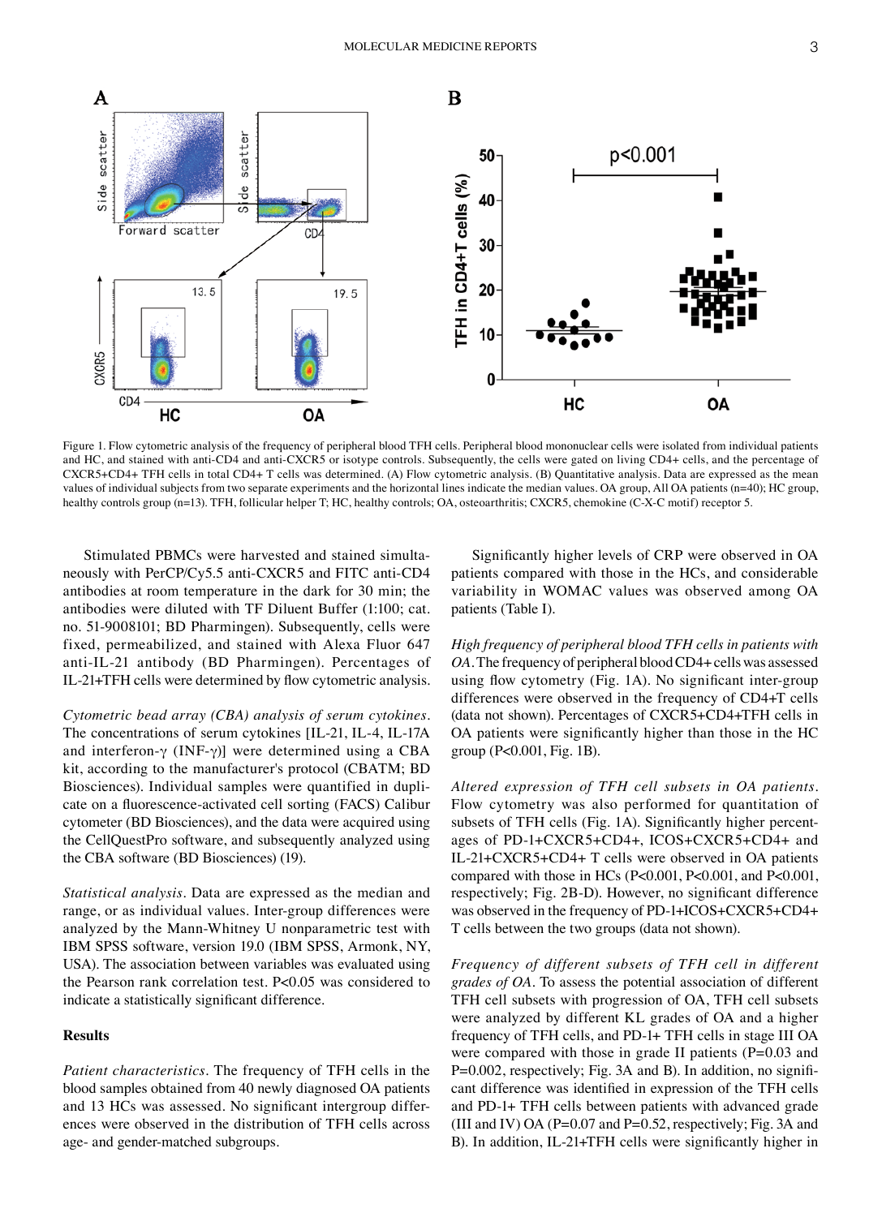Figure 1. Flow cytometric analysis of the frequency of peripheral blood TFH cells. Peripheral blood mononuclear cells were isolated from individual patients and HC, and stained with anti-CD4 and anti-CXCR5 or isotype controls. Subsequently, the cells were gated on living CD4+ cells, and the percentage of CXCR5+CD4+ TFH cells in total CD4+ T cells was determined. (A) Flow cytometric analysis. (B) Quantitative analysis. Data are expressed as the mean values of individual subjects from two separate experiments and the horizontal lines indicate the median values. OA group, All OA patients (n=40); HC group, healthy controls group (n=13). TFH, follicular helper T; HC, healthy controls; OA, osteoarthritis; CXCR5, chemokine (C-X-C motif) receptor 5.

Stimulated PBMCs were harvested and stained simultaneously with PerCP/Cy5.5 anti-CXCR5 and FITC anti-CD4 antibodies at room temperature in the dark for 30 min; the antibodies were diluted with TF Diluent Buffer (1:100; cat. no. 51-9008101; BD Pharmingen). Subsequently, cells were fixed, permeabilized, and stained with Alexa Fluor 647 anti-IL-21 antibody (BD Pharmingen). Percentages of IL-21+TFH cells were determined by flow cytometric analysis.

*Cytometric bead array (CBA) analysis of serum cytokines.* The concentrations of serum cytokines [IL-21, IL-4, IL-17A and interferon-γ (INF-γ)] were determined using a CBA kit, according to the manufacturer's protocol (CBATM; BD Biosciences). Individual samples were quantified in duplicate on a fluorescence-activated cell sorting (FACS) Calibur cytometer (BD Biosciences), and the data were acquired using the CellQuestPro software, and subsequently analyzed using the CBA software (BD Biosciences) (19).

*Statistical analysis.* Data are expressed as the median and range, or as individual values. Inter-group differences were analyzed by the Mann-Whitney U nonparametric test with IBM SPSS software, version 19.0 (IBM SPSS, Armonk, NY, USA). The association between variables was evaluated using the Pearson rank correlation test. P<0.05 was considered to indicate a statistically significant difference.

## Results

*Patient characteristics.* The frequency of TFH cells in the blood samples obtained from 40 newly diagnosed OA patients and 13 HCs was assessed. No significant intergroup differences were observed in the distribution of TFH cells across age- and gender-matched subgroups.

Significantly higher levels of CRP were observed in OA patients compared with those in the HCs, and considerable variability in WOMAC values was observed among OA patients (Table I).

*High frequency of peripheral blood TFH cells in patients with OA.* The frequency of peripheral blood CD4+ cells was assessed using flow cytometry (Fig. 1A). No significant inter-group differences were observed in the frequency of CD4+T cells (data not shown). Percentages of CXCR5+CD4+TFH cells in OA patients were significantly higher than those in the HC group (P<0.001, Fig. 1B).

*Altered expression of TFH cell subsets in OA patients.* Flow cytometry was also performed for quantitation of subsets of TFH cells (Fig. 1A). Significantly higher percentages of PD-1+CXCR5+CD4+, ICOS+CXCR5+CD4+ and IL-21+CXCR5+CD4+ T cells were observed in OA patients compared with those in HCs (P<0.001, P<0.001, and P<0.001, respectively; Fig. 2B-D). However, no significant difference was observed in the frequency of PD-1+ICOS+CXCR5+CD4+ T cells between the two groups (data not shown).

*Frequency of different subsets of TFH cell in different grades of OA.* To assess the potential association of different TFH cell subsets with progression of OA, TFH cell subsets were analyzed by different KL grades of OA and a higher frequency of TFH cells, and PD-1+ TFH cells in stage III OA were compared with those in grade II patients (P=0.03 and P=0.002, respectively; Fig. 3A and B). In addition, no significant difference was identified in expression of the TFH cells and PD-1+ TFH cells between patients with advanced grade (III and IV) OA (P=0.07 and P=0.52, respectively; Fig. 3A and B). In addition, IL-21+TFH cells were significantly higher in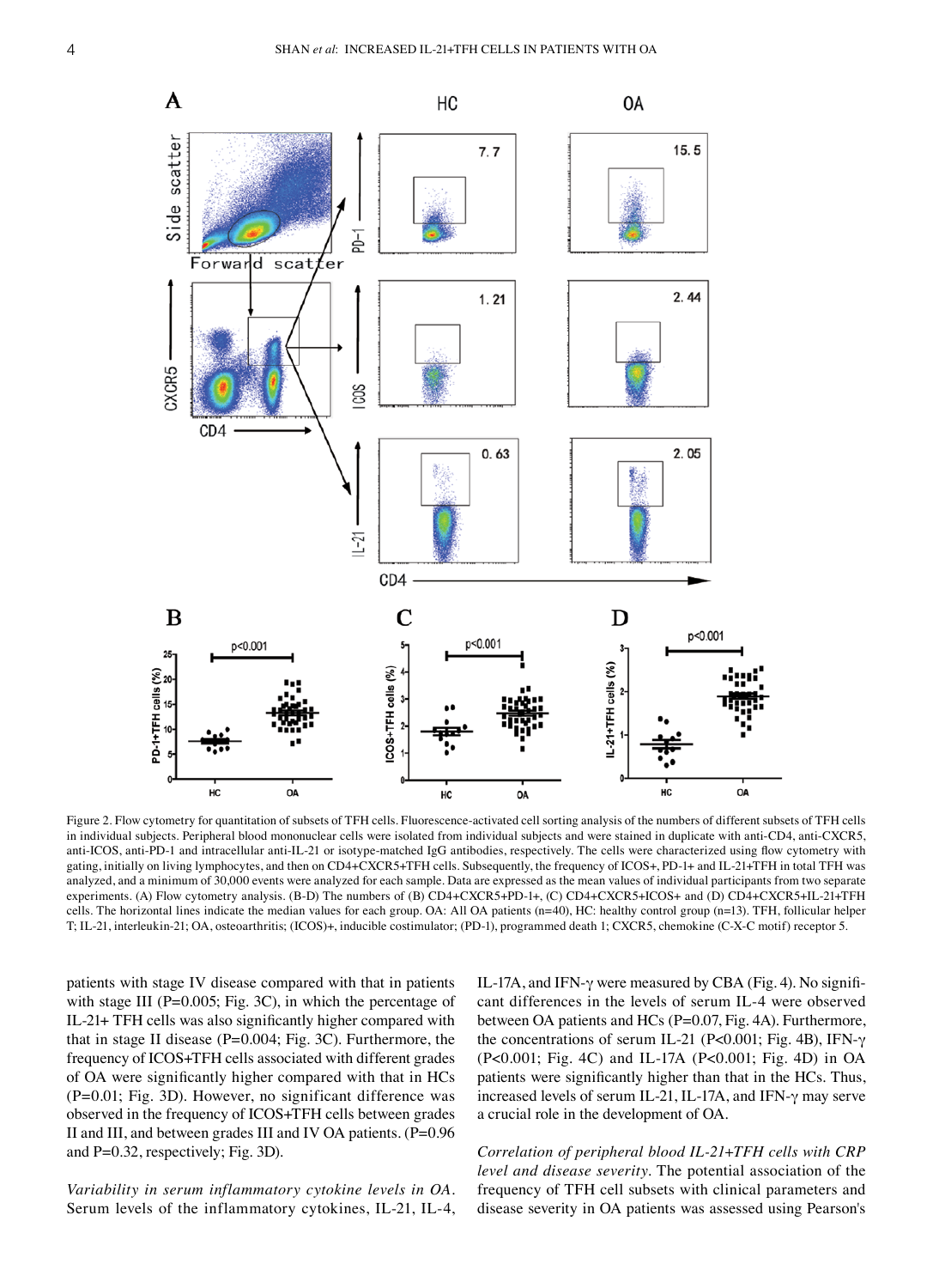Figure 2. Flow cytometry for quantitation of subsets of TFH cells. Fluorescence-activated cell sorting analysis of the numbers of different subsets of TFH cells in individual subjects. Peripheral blood mononuclear cells were isolated from individual subjects and were stained in duplicate with anti-CD4, anti-CXCR5, anti-ICOS, anti-PD-1 and intracellular anti-IL-21 or isotype-matched IgG antibodies, respectively. The cells were characterized using flow cytometry with gating, initially on living lymphocytes, and then on CD4+CXCR5+TFH cells. Subsequently, the frequency of ICOS+, PD-1+ and IL-21+TFH in total TFH was analyzed, and a minimum of 30,000 events were analyzed for each sample. Data are expressed as the mean values of individual participants from two separate experiments. (A) Flow cytometry analysis. (B-D) The numbers of (B) CD4+CXCR5+PD-1+, (C) CD4+CXCR5+ICOS+ and (D) CD4+CXCR5+IL-21+TFH cells. The horizontal lines indicate the median values for each group. OA: All OA patients (n=40), HC: healthy control group (n=13). TFH, follicular helper T; IL-21, interleukin-21; OA, osteoarthritis; (ICOS)+, inducible costimulator; (PD-1), programmed death 1; CXCR5, chemokine (C-X-C motif) receptor 5.

patients with stage IV disease compared with that in patients with stage III (P=0.005; Fig. 3C), in which the percentage of IL-21+ TFH cells was also significantly higher compared with that in stage II disease (P=0.004; Fig. 3C). Furthermore, the frequency of ICOS+TFH cells associated with different grades of OA were significantly higher compared with that in HCs (P=0.01; Fig. 3D). However, no significant difference was observed in the frequency of ICOS+TFH cells between grades II and III, and between grades III and IV OA patients. (P=0.96 and P=0.32, respectively; Fig. 3D).

*Variability in serum inflammatory cytokine levels in OA.* Serum levels of the inflammatory cytokines, IL-21, IL-4, IL-17A, and IFN-γ were measured by CBA (Fig. 4). No significant differences in the levels of serum IL-4 were observed between OA patients and HCs (P=0.07, Fig. 4A). Furthermore, the concentrations of serum IL-21 (P<0.001; Fig. 4B), IFN-γ (P<0.001; Fig. 4C) and IL-17A (P<0.001; Fig. 4D) in OA patients were significantly higher than that in the HCs. Thus, increased levels of serum IL-21, IL-17A, and IFN-γ may serve a crucial role in the development of OA.

*Correlation of peripheral blood IL-21+TFH cells with CRP level and disease severity.* The potential association of the frequency of TFH cell subsets with clinical parameters and disease severity in OA patients was assessed using Pearson's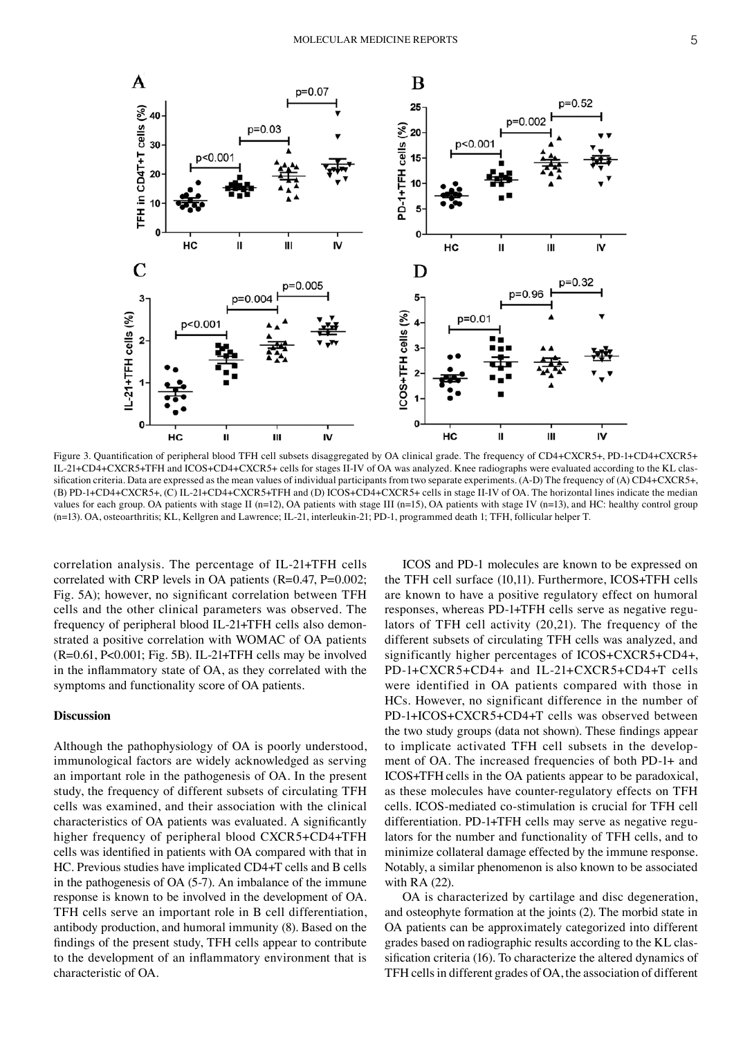Figure 3. Quantification of peripheral blood TFH cell subsets disaggregated by OA clinical grade. The frequency of CD4+CXCR5+, PD-1+CD4+CXCR5+ IL-21+CD4+CXCR5+TFH and ICOS+CD4+CXCR5+ cells for stages II-IV of OA was analyzed. Knee radiographs were evaluated according to the KL classification criteria. Data are expressed as the mean values of individual participants from two separate experiments. (A-D) The frequency of (A) CD4+CXCR5+, (B) PD-1+CD4+CXCR5+, (C) IL-21+CD4+CXCR5+TFH and (D) ICOS+CD4+CXCR5+ cells in stage II-IV of OA. The horizontal lines indicate the median values for each group. OA patients with stage II (n=12), OA patients with stage III (n=15), OA patients with stage IV (n=13), and HC: healthy control group (n=13). OA, osteoarthritis; KL, Kellgren and Lawrence; IL-21, interleukin-21; PD-1, programmed death 1; TFH, follicular helper T.

correlation analysis. The percentage of IL-21+TFH cells correlated with CRP levels in OA patients (R=0.47, P=0.002; Fig. 5A); however, no significant correlation between TFH cells and the other clinical parameters was observed. The frequency of peripheral blood IL-21+TFH cells also demonstrated a positive correlation with WOMAC of OA patients (R=0.61, P<0.001; Fig. 5B). IL-21+TFH cells may be involved in the inflammatory state of OA, as they correlated with the symptoms and functionality score of OA patients.

## Discussion

Although the pathophysiology of OA is poorly understood, immunological factors are widely acknowledged as serving an important role in the pathogenesis of OA. In the present study, the frequency of different subsets of circulating TFH cells was examined, and their association with the clinical characteristics of OA patients was evaluated. A significantly higher frequency of peripheral blood CXCR5+CD4+TFH cells was identified in patients with OA compared with that in HC. Previous studies have implicated CD4+T cells and B cells in the pathogenesis of OA (5-7). An imbalance of the immune response is known to be involved in the development of OA. TFH cells serve an important role in B cell differentiation, antibody production, and humoral immunity (8). Based on the findings of the present study, TFH cells appear to contribute to the development of an inflammatory environment that is characteristic of OA.

ICOS and PD-1 molecules are known to be expressed on the TFH cell surface (10,11). Furthermore, ICOS+TFH cells are known to have a positive regulatory effect on humoral responses, whereas PD-1+TFH cells serve as negative regulators of TFH cell activity (20,21). The frequency of the different subsets of circulating TFH cells was analyzed, and significantly higher percentages of ICOS+CXCR5+CD4+, PD-1+CXCR5+CD4+ and IL-21+CXCR5+CD4+T cells were identified in OA patients compared with those in HCs. However, no significant difference in the number of PD-1+ICOS+CXCR5+CD4+T cells was observed between the two study groups (data not shown). These findings appear to implicate activated TFH cell subsets in the development of OA. The increased frequencies of both PD-1+ and ICOS+TFH cells in the OA patients appear to be paradoxical, as these molecules have counter-regulatory effects on TFH cells. ICOS-mediated co-stimulation is crucial for TFH cell differentiation. PD-1+TFH cells may serve as negative regulators for the number and functionality of TFH cells, and to minimize collateral damage effected by the immune response. Notably, a similar phenomenon is also known to be associated with RA (22).

OA is characterized by cartilage and disc degeneration, and osteophyte formation at the joints (2). The morbid state in OA patients can be approximately categorized into different grades based on radiographic results according to the KL classification criteria (16). To characterize the altered dynamics of TFH cells in different grades of OA, the association of different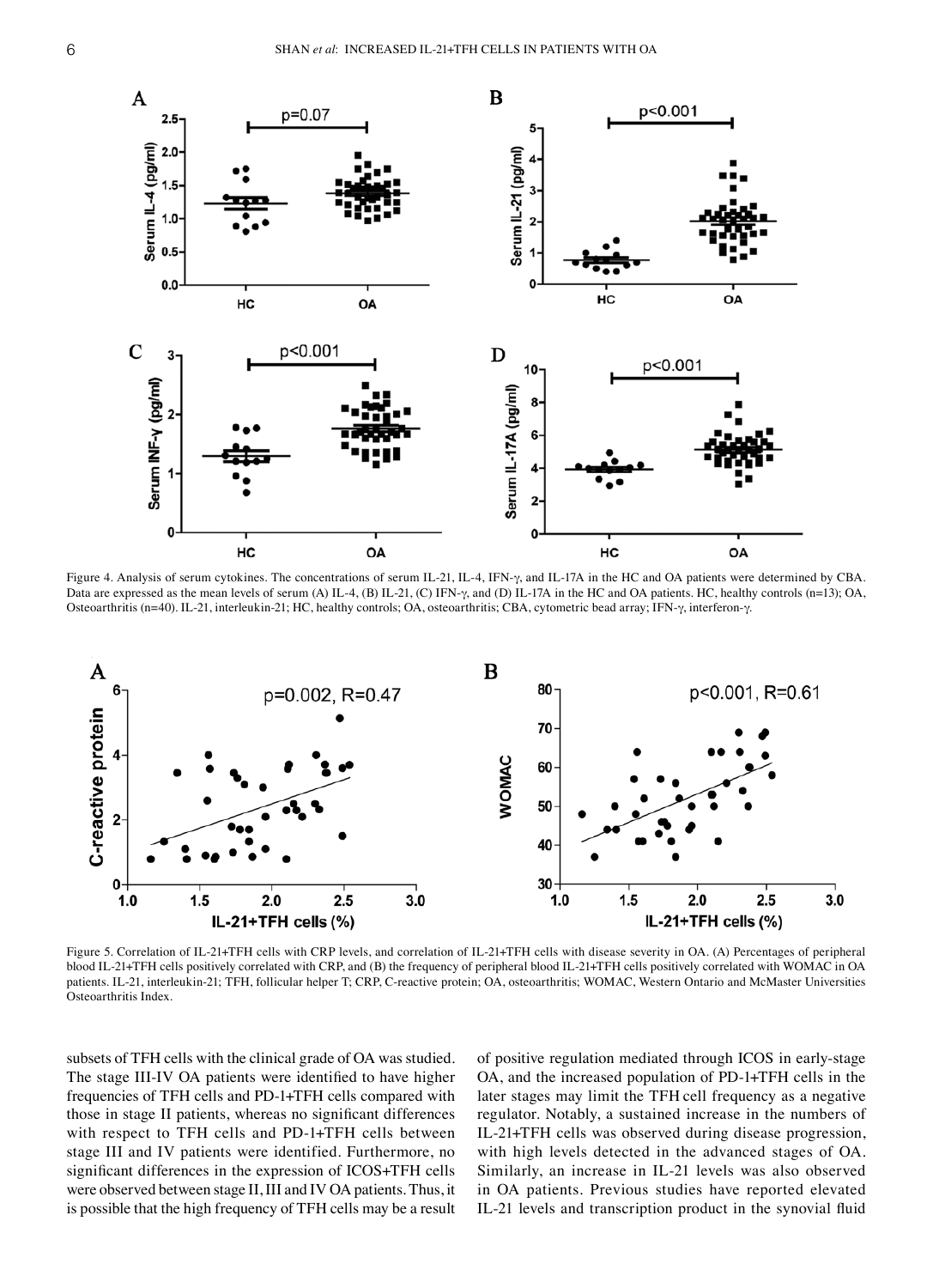Figure 4. Analysis of serum cytokines. The concentrations of serum IL-21, IL-4, IFN-γ, and IL-17A in the HC and OA patients were determined by CBA. Data are expressed as the mean levels of serum (A) IL-4, (B) IL-21, (C) IFN-γ, and (D) IL-17A in the HC and OA patients. HC, healthy controls (n=13); OA, Osteoarthritis (n=40). IL-21, interleukin-21; HC, healthy controls; OA, osteoarthritis; CBA, cytometric bead array; IFN-γ, interferon-γ.

Figure 5. Correlation of IL-21+TFH cells with CRP levels, and correlation of IL-21+TFH cells with disease severity in OA. (A) Percentages of peripheral blood IL-21+TFH cells positively correlated with CRP, and (B) the frequency of peripheral blood IL-21+TFH cells positively correlated with WOMAC in OA patients. IL-21, interleukin-21; TFH, follicular helper T; CRP, C-reactive protein; OA, osteoarthritis; WOMAC, Western Ontario and McMaster Universities Osteoarthritis Index.

subsets of TFH cells with the clinical grade of OA was studied. The stage III-IV OA patients were identified to have higher frequencies of TFH cells and PD-1+TFH cells compared with those in stage II patients, whereas no significant differences with respect to TFH cells and PD-1+TFH cells between stage III and IV patients were identified. Furthermore, no significant differences in the expression of ICOS+TFH cells were observed between stage II, III and IV OA patients. Thus, it is possible that the high frequency of TFH cells may be a result of positive regulation mediated through ICOS in early-stage OA, and the increased population of PD-1+TFH cells in the later stages may limit the TFH cell frequency as a negative regulator. Notably, a sustained increase in the numbers of IL-21+TFH cells was observed during disease progression, with high levels detected in the advanced stages of OA. Similarly, an increase in IL-21 levels was also observed in OA patients. Previous studies have reported elevated IL-21 levels and transcription product in the synovial fluid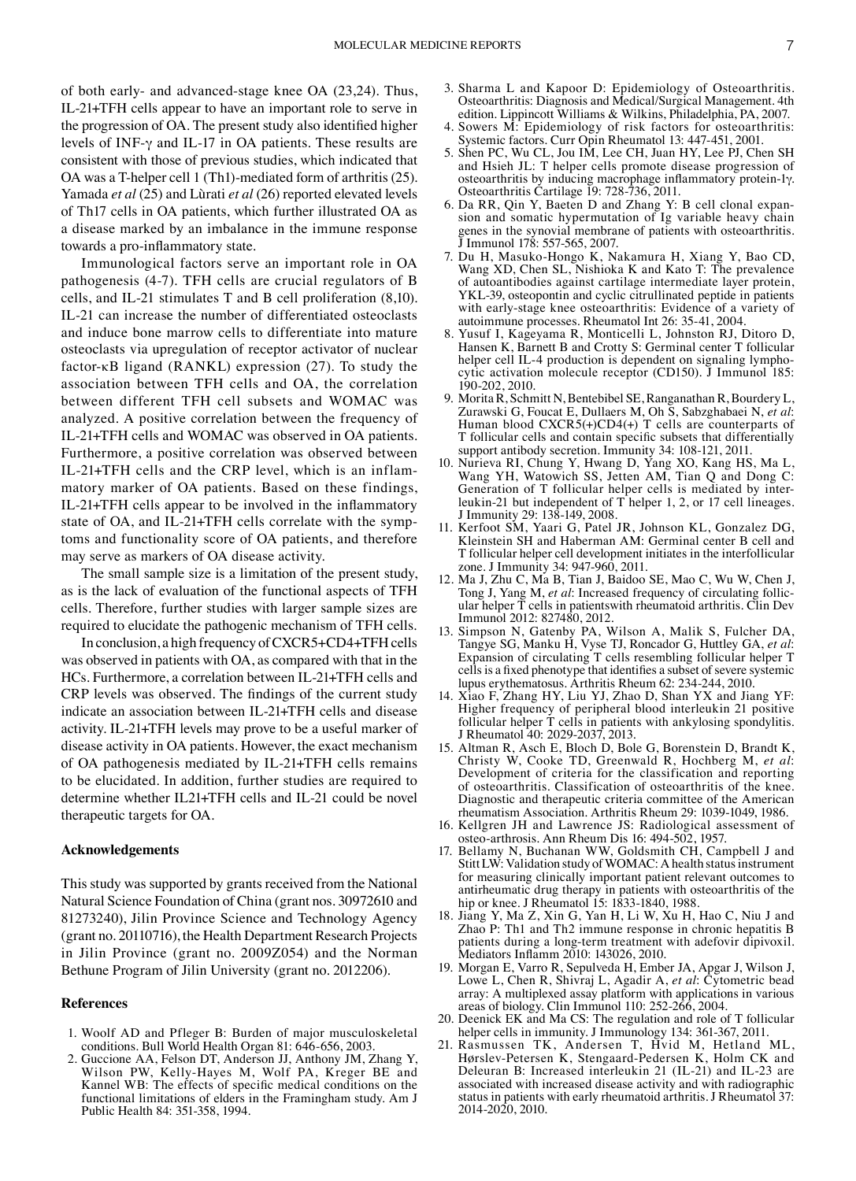of both early- and advanced-stage knee OA (23,24). Thus, IL-21+TFH cells appear to have an important role to serve in the progression of OA. The present study also identified higher levels of INF-γ and IL-17 in OA patients. These results are consistent with those of previous studies, which indicated that OA was a T-helper cell 1 (Th1)-mediated form of arthritis (25). Yamada *et al* (25) and Lùrati *et al* (26) reported elevated levels of Th17 cells in OA patients, which further illustrated OA as a disease marked by an imbalance in the immune response towards a pro-inflammatory state.

Immunological factors serve an important role in OA pathogenesis (4-7). TFH cells are crucial regulators of B cells, and IL-21 stimulates T and B cell proliferation (8,10). IL-21 can increase the number of differentiated osteoclasts and induce bone marrow cells to differentiate into mature osteoclasts via upregulation of receptor activator of nuclear factor-κB ligand (RANKL) expression (27). To study the association between TFH cells and OA, the correlation between different TFH cell subsets and WOMAC was analyzed. A positive correlation between the frequency of IL-21+TFH cells and WOMAC was observed in OA patients. Furthermore, a positive correlation was observed between IL-21+TFH cells and the CRP level, which is an inflammatory marker of OA patients. Based on these findings, IL-21+TFH cells appear to be involved in the inflammatory state of OA, and IL-21+TFH cells correlate with the symptoms and functionality score of OA patients, and therefore may serve as markers of OA disease activity.

The small sample size is a limitation of the present study, as is the lack of evaluation of the functional aspects of TFH cells. Therefore, further studies with larger sample sizes are required to elucidate the pathogenic mechanism of TFH cells.

In conclusion, a high frequency of CXCR5+CD4+TFH cells was observed in patients with OA, as compared with that in the HCs. Furthermore, a correlation between IL-21+TFH cells and CRP levels was observed. The findings of the current study indicate an association between IL-21+TFH cells and disease activity. IL-21+TFH levels may prove to be a useful marker of disease activity in OA patients. However, the exact mechanism of OA pathogenesis mediated by IL-21+TFH cells remains to be elucidated. In addition, further studies are required to determine whether IL21+TFH cells and IL-21 could be novel therapeutic targets for OA.

## Acknowledgements

This study was supported by grants received from the National Natural Science Foundation of China (grant nos. 30972610 and 81273240), Jilin Province Science and Technology Agency (grant no. 20110716), the Health Department Research Projects in Jilin Province (grant no. 2009Z054) and the Norman Bethune Program of Jilin University (grant no. 2012206).

## References

1. Woolf AD and Pfleger B: Burden of major musculoskeletal conditions. Bull World Health Organ 81: 646-656, 2003.
2. Guccione AA, Felson DT, Anderson JJ, Anthony JM, Zhang Y, Wilson PW, Kelly-Hayes M, Wolf PA, Kreger BE and Kannel WB: The effects of specific medical conditions on the functional limitations of elders in the Framingham study. Am J Public Health 84: 351-358, 1994.
3. Sharma L and Kapoor D: Epidemiology of Osteoarthritis. Osteoarthritis: Diagnosis and Medical/Surgical Management. 4th edition. Lippincott Williams & Wilkins, Philadelphia, PA, 2007.
4. Sowers M: Epidemiology of risk factors for osteoarthritis: Systemic factors. Curr Opin Rheumatol 13: 447-451, 2001.
5. Shen PC, Wu CL, Jou IM, Lee CH, Juan HY, Lee PJ, Chen SH and Hsieh JL: T helper cells promote disease progression of osteoarthritis by inducing macrophage inflammatory protein-1γ. Osteoarthritis Cartilage 19: 728-736, 2011.
6. Da RR, Qin Y, Baeten D and Zhang Y: B cell clonal expansion and somatic hypermutation of Ig variable heavy chain genes in the synovial membrane of patients with osteoarthritis. J Immunol 178: 557-565, 2007.
7. Du H, Masuko-Hongo K, Nakamura H, Xiang Y, Bao CD, Wang XD, Chen SL, Nishioka K and Kato T: The prevalence of autoantibodies against cartilage intermediate layer protein, YKL-39, osteopontin and cyclic citrullinated peptide in patients with early-stage knee osteoarthritis: Evidence of a variety of autoimmune processes. Rheumatol Int 26: 35-41, 2004.
8. Yusuf I, Kageyama R, Monticelli L, Johnston RJ, Ditoro D, Hansen K, Barnett B and Crotty S: Germinal center T follicular helper cell IL-4 production is dependent on signaling lymphocytic activation molecule receptor (CD150). J Immunol 185: 190-202, 2010.
9. Morita R, Schmitt N, Bentebibel SE, Ranganathan R, Bourdery L, Zurawski G, Foucat E, Dullaers M, Oh S, Sabzghabaei N, *et al*: Human blood CXCR5(+)CD4(+) T cells are counterparts of T follicular cells and contain specific subsets that differentially support antibody secretion. Immunity 34: 108-121, 2011.
10. Nurieva RI, Chung Y, Hwang D, Yang XO, Kang HS, Ma L, Wang YH, Watowich SS, Jetten AM, Tian Q and Dong C: Generation of T follicular helper cells is mediated by interleukin-21 but independent of T helper 1, 2, or 17 cell lineages. J Immunity 29: 138-149, 2008.
11. Kerfoot SM, Yaari G, Patel JR, Johnson KL, Gonzalez DG, Kleinstein SH and Haberman AM: Germinal center B cell and T follicular helper cell development initiates in the interfollicular zone. J Immunity 34: 947-960, 2011.
12. Ma J, Zhu C, Ma B, Tian J, Baidoo SE, Mao C, Wu W, Chen J, Tong J, Yang M, *et al*: Increased frequency of circulating follicular helper T cells in patientswith rheumatoid arthritis. Clin Dev Immunol 2012: 827480, 2012.
13. Simpson N, Gatenby PA, Wilson A, Malik S, Fulcher DA, Tangye SG, Manku H, Vyse TJ, Roncador G, Huttley GA, *et al*: Expansion of circulating T cells resembling follicular helper T cells is a fixed phenotype that identifies a subset of severe systemic lupus erythematosus. Arthritis Rheum 62: 234-244, 2010.
14. Xiao F, Zhang HY, Liu YJ, Zhao D, Shan YX and Jiang YF: Higher frequency of peripheral blood interleukin 21 positive follicular helper T cells in patients with ankylosing spondylitis. J Rheumatol 40: 2029-2037, 2013.
15. Altman R, Asch E, Bloch D, Bole G, Borenstein D, Brandt K, Christy W, Cooke TD, Greenwald R, Hochberg M, *et al*: Development of criteria for the classification and reporting of osteoarthritis. Classification of osteoarthritis of the knee. Diagnostic and therapeutic criteria committee of the American rheumatism Association. Arthritis Rheum 29: 1039-1049, 1986.
16. Kellgren JH and Lawrence JS: Radiological assessment of osteo-arthrosis. Ann Rheum Dis 16: 494-502, 1957.
17. Bellamy N, Buchanan WW, Goldsmith CH, Campbell J and Stitt LW: Validation study of WOMAC: A health status instrument for measuring clinically important patient relevant outcomes to antirheumatic drug therapy in patients with osteoarthritis of the hip or knee. J Rheumatol 15: 1833-1840, 1988.
18. Jiang Y, Ma Z, Xin G, Yan H, Li W, Xu H, Hao C, Niu J and Zhao P: Th1 and Th2 immune response in chronic hepatitis B patients during a long-term treatment with adefovir dipivoxil. Mediators Inflamm 2010: 143026, 2010.
19. Morgan E, Varro R, Sepulveda H, Ember JA, Apgar J, Wilson J, Lowe L, Chen R, Shivraj L, Agadir A, *et al*: Cytometric bead array: A multiplexed assay platform with applications in various areas of biology. Clin Immunol 110: 252-266, 2004.
20. Deenick EK and Ma CS: The regulation and role of T follicular helper cells in immunity. J Immunology 134: 361-367, 2011.
21. Rasmussen TK, Andersen T, Hvid M, Hetland ML, Hørslev-Petersen K, Stengaard-Pedersen K, Holm CK and Deleuran B: Increased interleukin 21 (IL-21) and IL-23 are associated with increased disease activity and with radiographic status in patients with early rheumatoid arthritis. J Rheumatol 37: 2014-2020, 2010.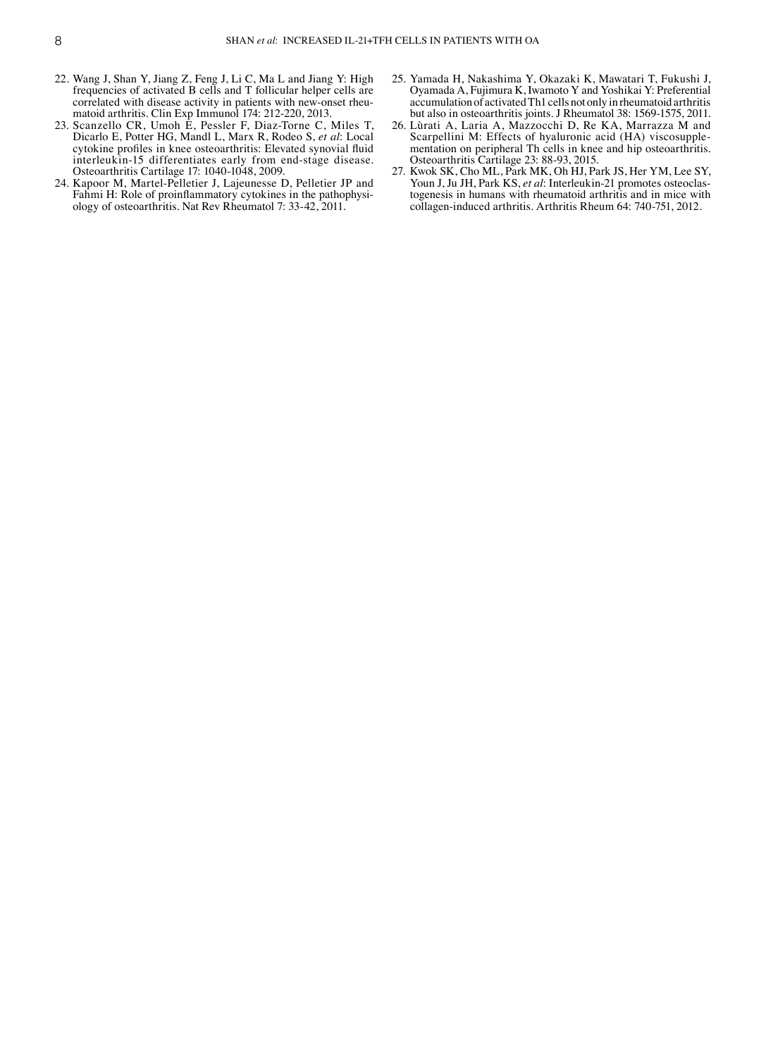22. Wang J, Shan Y, Jiang Z, Feng J, Li C, Ma L and Jiang Y: High frequencies of activated B cells and T follicular helper cells are correlated with disease activity in patients with new-onset rheumatoid arthritis. Clin Exp Immunol 174: 212-220, 2013.
23. Scanzello CR, Umoh E, Pessler F, Diaz-Torne C, Miles T, Dicarlo E, Potter HG, Mandl L, Marx R, Rodeo S, *et al*: Local cytokine profiles in knee osteoarthritis: Elevated synovial fluid interleukin-15 differentiates early from end-stage disease. Osteoarthritis Cartilage 17: 1040-1048, 2009.
24. Kapoor M, Martel-Pelletier J, Lajeunesse D, Pelletier JP and Fahmi H: Role of proinflammatory cytokines in the pathophysiology of osteoarthritis. Nat Rev Rheumatol 7: 33-42, 2011.
25. Yamada H, Nakashima Y, Okazaki K, Mawatari T, Fukushi J, Oyamada A, Fujimura K, Iwamoto Y and Yoshikai Y: Preferential accumulation of activated Th1 cells not only in rheumatoid arthritis but also in osteoarthritis joints. J Rheumatol 38: 1569-1575, 2011.
26. Lùrati A, Laria A, Mazzocchi D, Re KA, Marrazza M and Scarpellini M: Effects of hyaluronic acid (HA) viscosupplementation on peripheral Th cells in knee and hip osteoarthritis. Osteoarthritis Cartilage 23: 88-93, 2015.
27. Kwok SK, Cho ML, Park MK, Oh HJ, Park JS, Her YM, Lee SY, Youn J, Ju JH, Park KS, *et al*: Interleukin-21 promotes osteoclastogenesis in humans with rheumatoid arthritis and in mice with collagen-induced arthritis. Arthritis Rheum 64: 740-751, 2012.